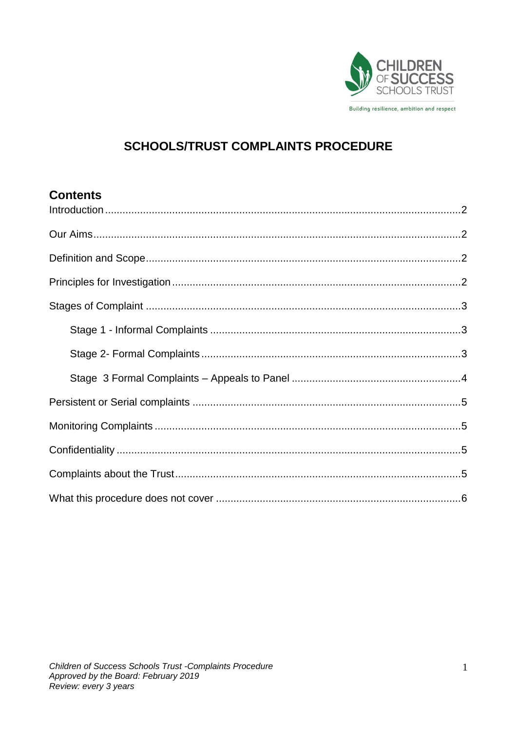Children of Success Schools Trust

Building resilience, ambition and respect

# SCHOOLS/TRUST COMPLAINTS PROCEDURE

## Contents

- Introduction ........ 2
- Our Aims ........ 2
- Definition and Scope ........ 2
- Principles for Investigation ........ 2
- Stages of Complaint ........ 3
  - Stage 1 - Informal Complaints ........ 3
  - Stage 2- Formal Complaints ........ 3
  - Stage 3 Formal Complaints – Appeals to Panel ........ 4
- Persistent or Serial complaints ........ 5
- Monitoring Complaints ........ 5
- Confidentiality ........ 5
- Complaints about the Trust ........ 5
- What this procedure does not cover ........ 6

*Children of Success Schools Trust -Complaints Procedure*
*Approved by the Board: February 2019*
*Review: every 3 years*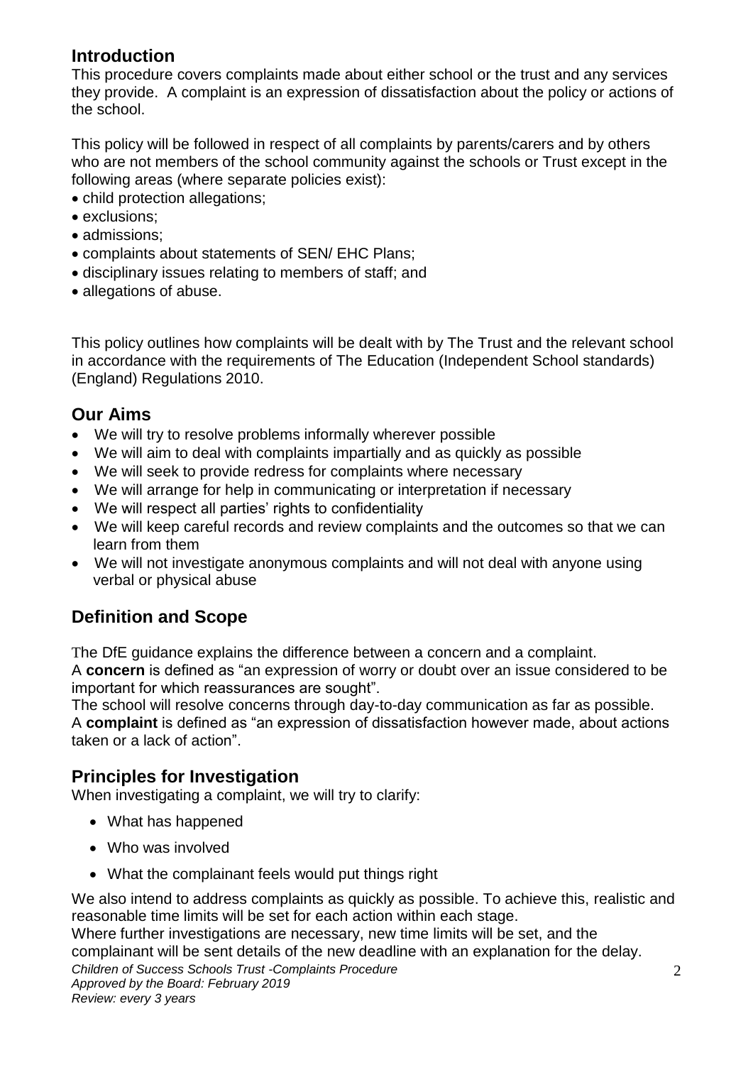## Introduction

This procedure covers complaints made about either school or the trust and any services they provide. A complaint is an expression of dissatisfaction about the policy or actions of the school.

This policy will be followed in respect of all complaints by parents/carers and by others who are not members of the school community against the schools or Trust except in the following areas (where separate policies exist):

- child protection allegations;
- exclusions;
- admissions;
- complaints about statements of SEN/ EHC Plans;
- disciplinary issues relating to members of staff; and
- allegations of abuse.

This policy outlines how complaints will be dealt with by The Trust and the relevant school in accordance with the requirements of The Education (Independent School standards) (England) Regulations 2010.

## Our Aims

- We will try to resolve problems informally wherever possible
- We will aim to deal with complaints impartially and as quickly as possible
- We will seek to provide redress for complaints where necessary
- We will arrange for help in communicating or interpretation if necessary
- We will respect all parties' rights to confidentiality
- We will keep careful records and review complaints and the outcomes so that we can learn from them
- We will not investigate anonymous complaints and will not deal with anyone using verbal or physical abuse

## Definition and Scope

The DfE guidance explains the difference between a concern and a complaint.
A **concern** is defined as "an expression of worry or doubt over an issue considered to be important for which reassurances are sought".
The school will resolve concerns through day-to-day communication as far as possible.
A **complaint** is defined as "an expression of dissatisfaction however made, about actions taken or a lack of action".

## Principles for Investigation

When investigating a complaint, we will try to clarify:

- What has happened
- Who was involved
- What the complainant feels would put things right

We also intend to address complaints as quickly as possible. To achieve this, realistic and reasonable time limits will be set for each action within each stage.
Where further investigations are necessary, new time limits will be set, and the complainant will be sent details of the new deadline with an explanation for the delay.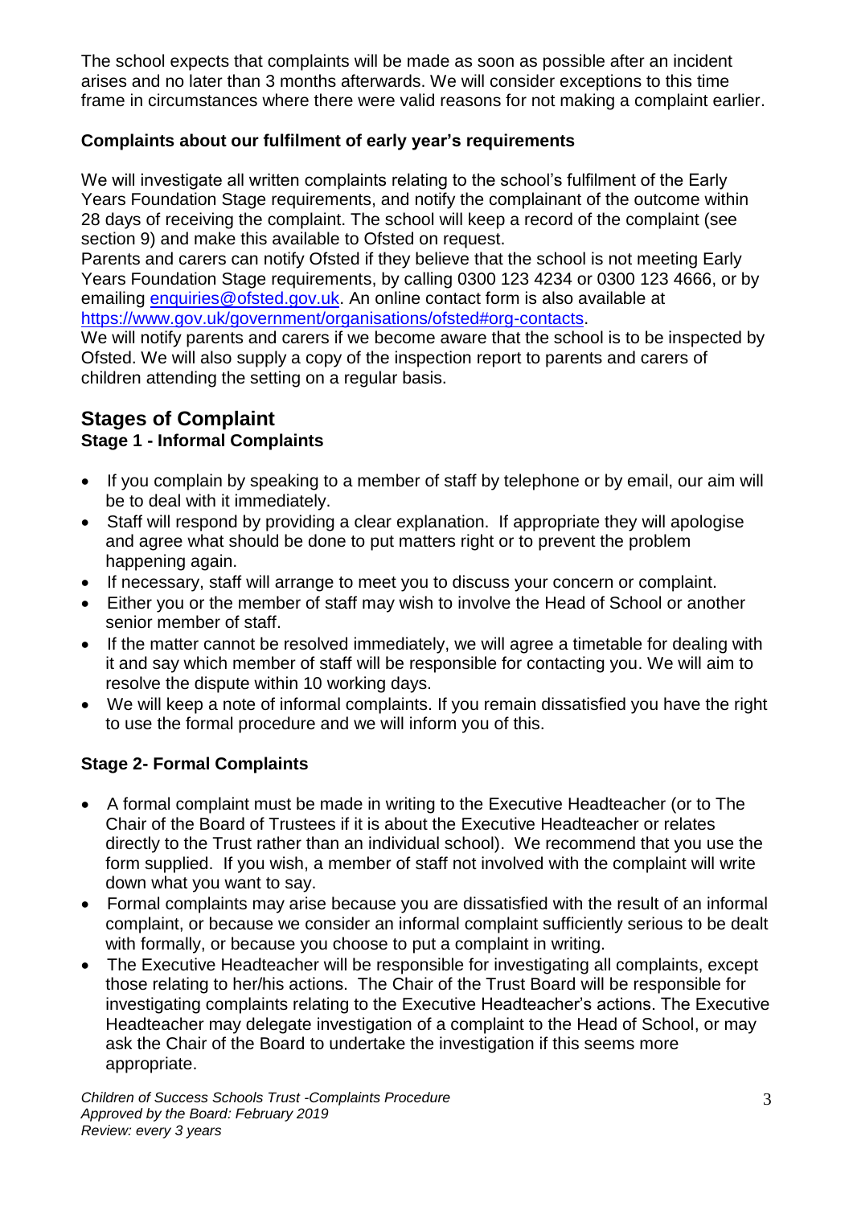The school expects that complaints will be made as soon as possible after an incident arises and no later than 3 months afterwards. We will consider exceptions to this time frame in circumstances where there were valid reasons for not making a complaint earlier.

### Complaints about our fulfilment of early year's requirements

We will investigate all written complaints relating to the school's fulfilment of the Early Years Foundation Stage requirements, and notify the complainant of the outcome within 28 days of receiving the complaint. The school will keep a record of the complaint (see section 9) and make this available to Ofsted on request.

Parents and carers can notify Ofsted if they believe that the school is not meeting Early Years Foundation Stage requirements, by calling 0300 123 4234 or 0300 123 4666, or by emailing [enquiries@ofsted.gov.uk](mailto:enquiries@ofsted.gov.uk). An online contact form is also available at [https://www.gov.uk/government/organisations/ofsted#org-contacts](https://www.gov.uk/government/organisations/ofsted#org-contacts).

We will notify parents and carers if we become aware that the school is to be inspected by Ofsted. We will also supply a copy of the inspection report to parents and carers of children attending the setting on a regular basis.

## Stages of Complaint

### Stage 1 - Informal Complaints

- If you complain by speaking to a member of staff by telephone or by email, our aim will be to deal with it immediately.
- Staff will respond by providing a clear explanation. If appropriate they will apologise and agree what should be done to put matters right or to prevent the problem happening again.
- If necessary, staff will arrange to meet you to discuss your concern or complaint.
- Either you or the member of staff may wish to involve the Head of School or another senior member of staff.
- If the matter cannot be resolved immediately, we will agree a timetable for dealing with it and say which member of staff will be responsible for contacting you. We will aim to resolve the dispute within 10 working days.
- We will keep a note of informal complaints. If you remain dissatisfied you have the right to use the formal procedure and we will inform you of this.

### Stage 2- Formal Complaints

- A formal complaint must be made in writing to the Executive Headteacher (or to The Chair of the Board of Trustees if it is about the Executive Headteacher or relates directly to the Trust rather than an individual school). We recommend that you use the form supplied. If you wish, a member of staff not involved with the complaint will write down what you want to say.
- Formal complaints may arise because you are dissatisfied with the result of an informal complaint, or because we consider an informal complaint sufficiently serious to be dealt with formally, or because you choose to put a complaint in writing.
- The Executive Headteacher will be responsible for investigating all complaints, except those relating to her/his actions. The Chair of the Trust Board will be responsible for investigating complaints relating to the Executive Headteacher's actions. The Executive Headteacher may delegate investigation of a complaint to the Head of School, or may ask the Chair of the Board to undertake the investigation if this seems more appropriate.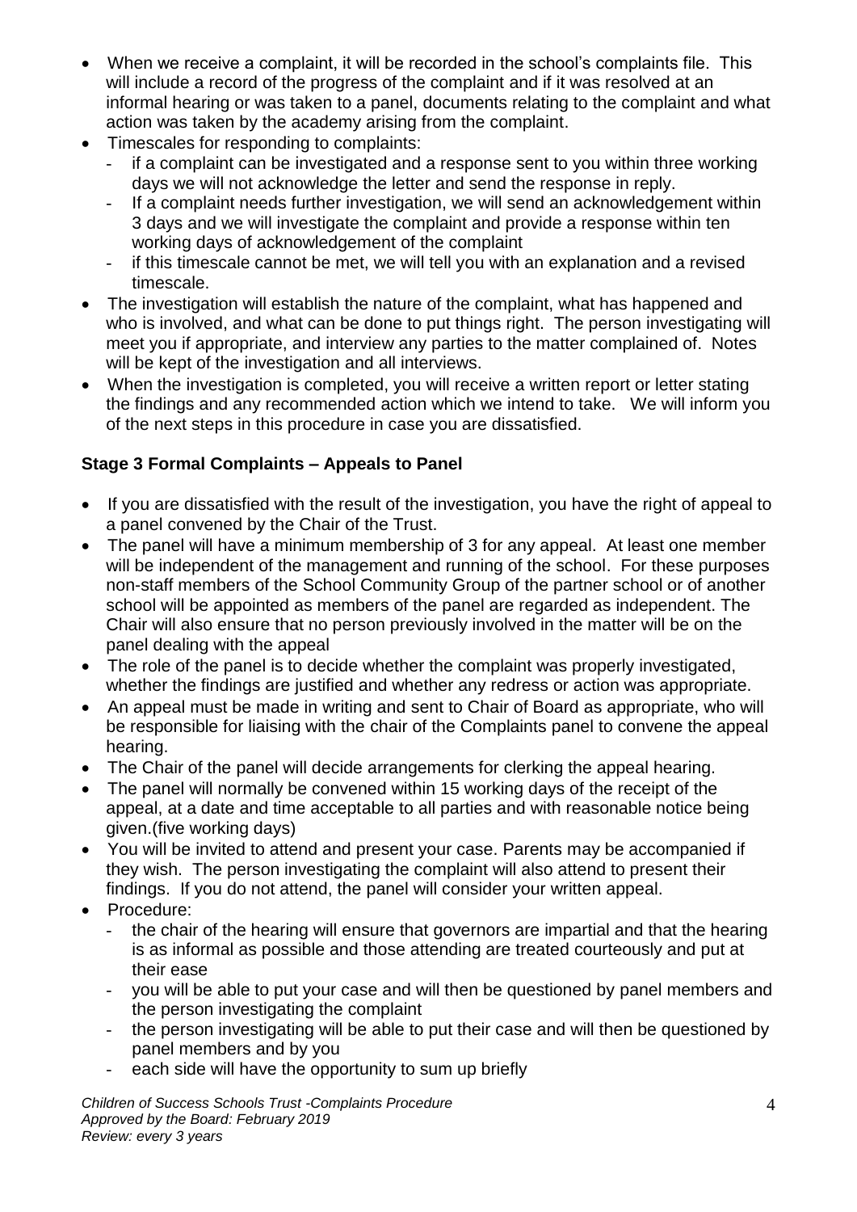- When we receive a complaint, it will be recorded in the school's complaints file. This will include a record of the progress of the complaint and if it was resolved at an informal hearing or was taken to a panel, documents relating to the complaint and what action was taken by the academy arising from the complaint.
- Timescales for responding to complaints:
  - if a complaint can be investigated and a response sent to you within three working days we will not acknowledge the letter and send the response in reply.
  - If a complaint needs further investigation, we will send an acknowledgement within 3 days and we will investigate the complaint and provide a response within ten working days of acknowledgement of the complaint
  - if this timescale cannot be met, we will tell you with an explanation and a revised timescale.
- The investigation will establish the nature of the complaint, what has happened and who is involved, and what can be done to put things right. The person investigating will meet you if appropriate, and interview any parties to the matter complained of. Notes will be kept of the investigation and all interviews.
- When the investigation is completed, you will receive a written report or letter stating the findings and any recommended action which we intend to take. We will inform you of the next steps in this procedure in case you are dissatisfied.

### Stage 3 Formal Complaints – Appeals to Panel

- If you are dissatisfied with the result of the investigation, you have the right of appeal to a panel convened by the Chair of the Trust.
- The panel will have a minimum membership of 3 for any appeal. At least one member will be independent of the management and running of the school. For these purposes non-staff members of the School Community Group of the partner school or of another school will be appointed as members of the panel are regarded as independent. The Chair will also ensure that no person previously involved in the matter will be on the panel dealing with the appeal
- The role of the panel is to decide whether the complaint was properly investigated, whether the findings are justified and whether any redress or action was appropriate.
- An appeal must be made in writing and sent to Chair of Board as appropriate, who will be responsible for liaising with the chair of the Complaints panel to convene the appeal hearing.
- The Chair of the panel will decide arrangements for clerking the appeal hearing.
- The panel will normally be convened within 15 working days of the receipt of the appeal, at a date and time acceptable to all parties and with reasonable notice being given.(five working days)
- You will be invited to attend and present your case. Parents may be accompanied if they wish. The person investigating the complaint will also attend to present their findings. If you do not attend, the panel will consider your written appeal.
- Procedure:
  - the chair of the hearing will ensure that governors are impartial and that the hearing is as informal as possible and those attending are treated courteously and put at their ease
  - you will be able to put your case and will then be questioned by panel members and the person investigating the complaint
  - the person investigating will be able to put their case and will then be questioned by panel members and by you
  - each side will have the opportunity to sum up briefly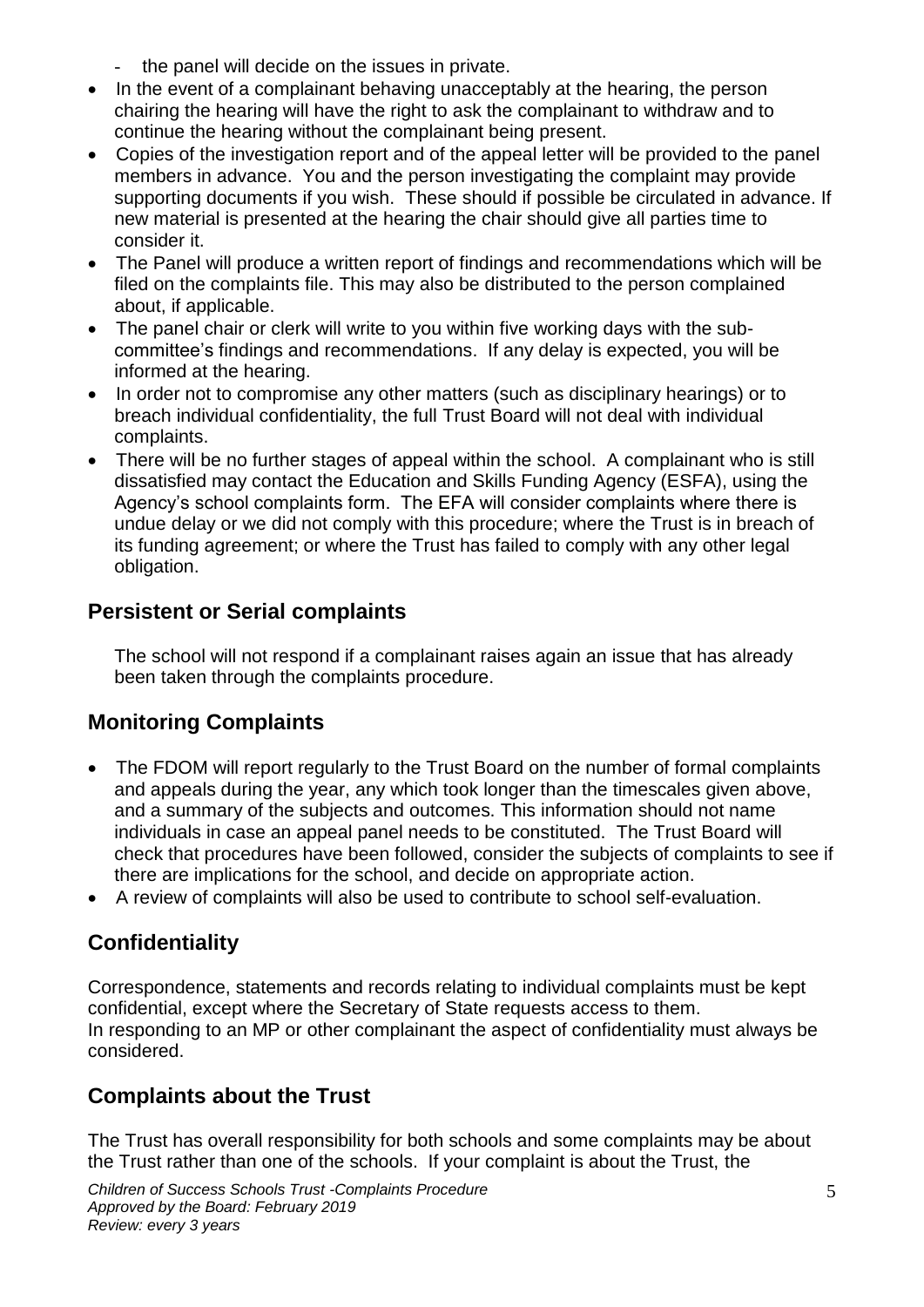- the panel will decide on the issues in private.

- In the event of a complainant behaving unacceptably at the hearing, the person chairing the hearing will have the right to ask the complainant to withdraw and to continue the hearing without the complainant being present.
- Copies of the investigation report and of the appeal letter will be provided to the panel members in advance. You and the person investigating the complaint may provide supporting documents if you wish. These should if possible be circulated in advance. If new material is presented at the hearing the chair should give all parties time to consider it.
- The Panel will produce a written report of findings and recommendations which will be filed on the complaints file. This may also be distributed to the person complained about, if applicable.
- The panel chair or clerk will write to you within five working days with the sub-committee's findings and recommendations. If any delay is expected, you will be informed at the hearing.
- In order not to compromise any other matters (such as disciplinary hearings) or to breach individual confidentiality, the full Trust Board will not deal with individual complaints.
- There will be no further stages of appeal within the school. A complainant who is still dissatisfied may contact the Education and Skills Funding Agency (ESFA), using the Agency's school complaints form. The EFA will consider complaints where there is undue delay or we did not comply with this procedure; where the Trust is in breach of its funding agreement; or where the Trust has failed to comply with any other legal obligation.

## Persistent or Serial complaints

The school will not respond if a complainant raises again an issue that has already been taken through the complaints procedure.

## Monitoring Complaints

- The FDOM will report regularly to the Trust Board on the number of formal complaints and appeals during the year, any which took longer than the timescales given above, and a summary of the subjects and outcomes. This information should not name individuals in case an appeal panel needs to be constituted. The Trust Board will check that procedures have been followed, consider the subjects of complaints to see if there are implications for the school, and decide on appropriate action.
- A review of complaints will also be used to contribute to school self-evaluation.

## Confidentiality

Correspondence, statements and records relating to individual complaints must be kept confidential, except where the Secretary of State requests access to them.
In responding to an MP or other complainant the aspect of confidentiality must always be considered.

## Complaints about the Trust

The Trust has overall responsibility for both schools and some complaints may be about the Trust rather than one of the schools. If your complaint is about the Trust, the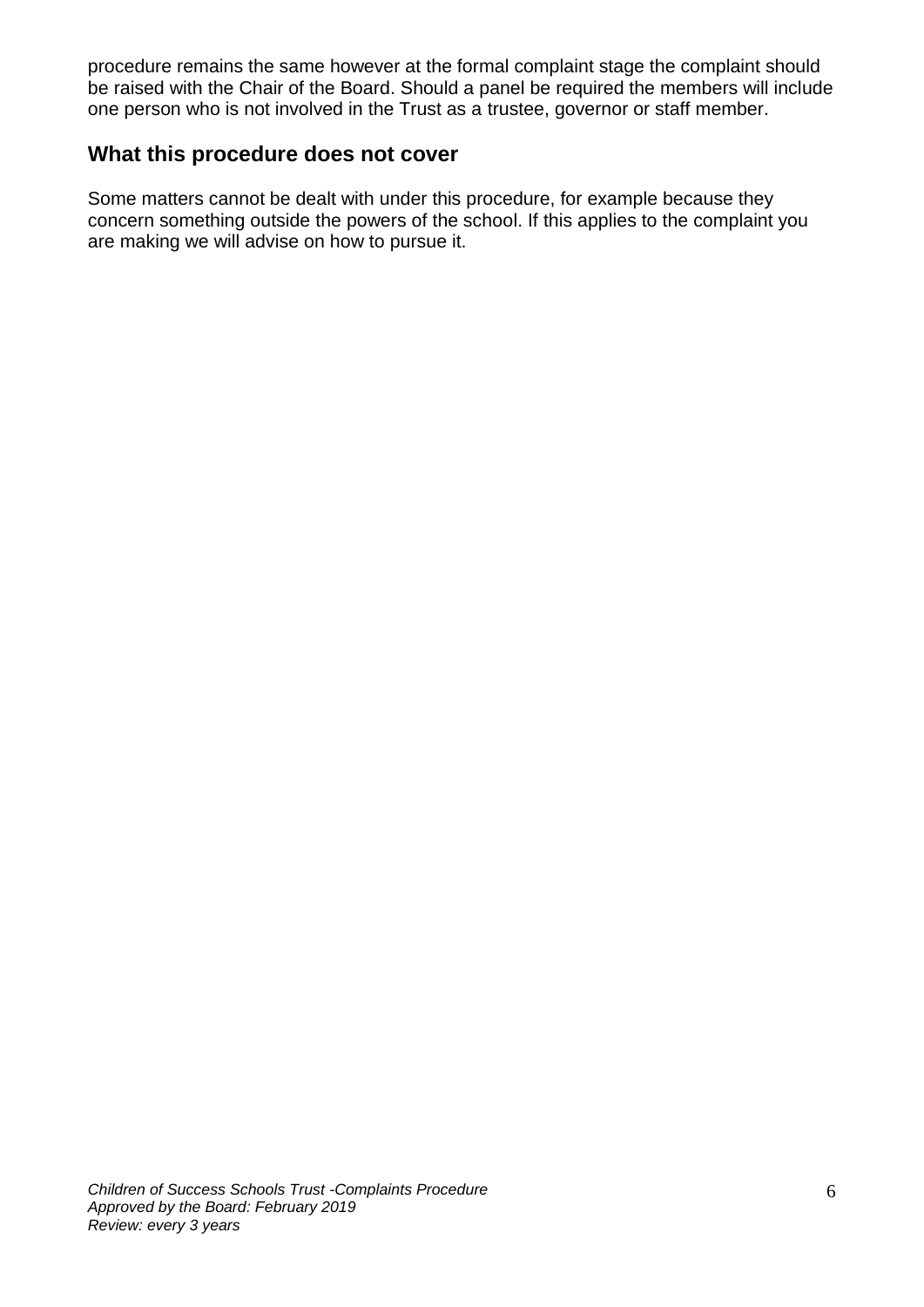procedure remains the same however at the formal complaint stage the complaint should be raised with the Chair of the Board. Should a panel be required the members will include one person who is not involved in the Trust as a trustee, governor or staff member.

## What this procedure does not cover

Some matters cannot be dealt with under this procedure, for example because they concern something outside the powers of the school. If this applies to the complaint you are making we will advise on how to pursue it.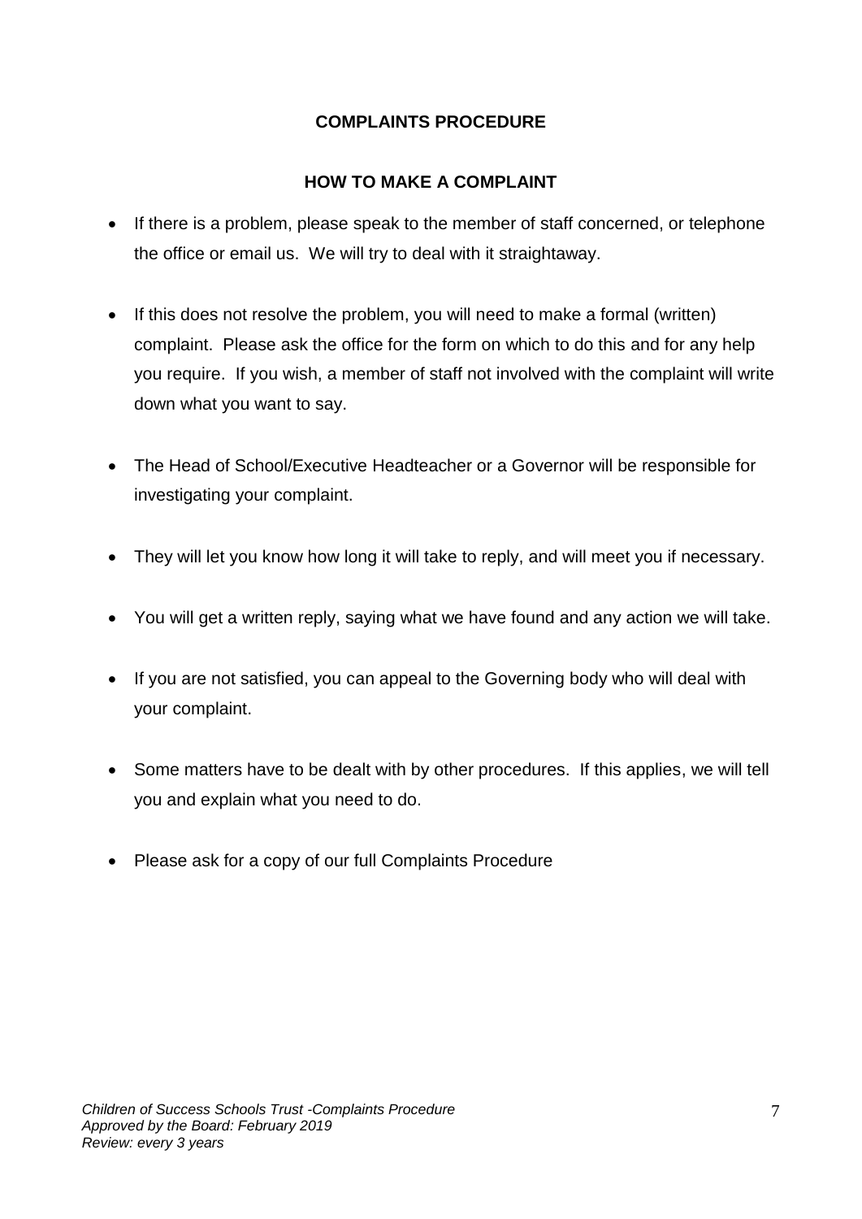## COMPLAINTS PROCEDURE

### HOW TO MAKE A COMPLAINT

- If there is a problem, please speak to the member of staff concerned, or telephone the office or email us. We will try to deal with it straightaway.

- If this does not resolve the problem, you will need to make a formal (written) complaint. Please ask the office for the form on which to do this and for any help you require. If you wish, a member of staff not involved with the complaint will write down what you want to say.

- The Head of School/Executive Headteacher or a Governor will be responsible for investigating your complaint.

- They will let you know how long it will take to reply, and will meet you if necessary.

- You will get a written reply, saying what we have found and any action we will take.

- If you are not satisfied, you can appeal to the Governing body who will deal with your complaint.

- Some matters have to be dealt with by other procedures. If this applies, we will tell you and explain what you need to do.

- Please ask for a copy of our full Complaints Procedure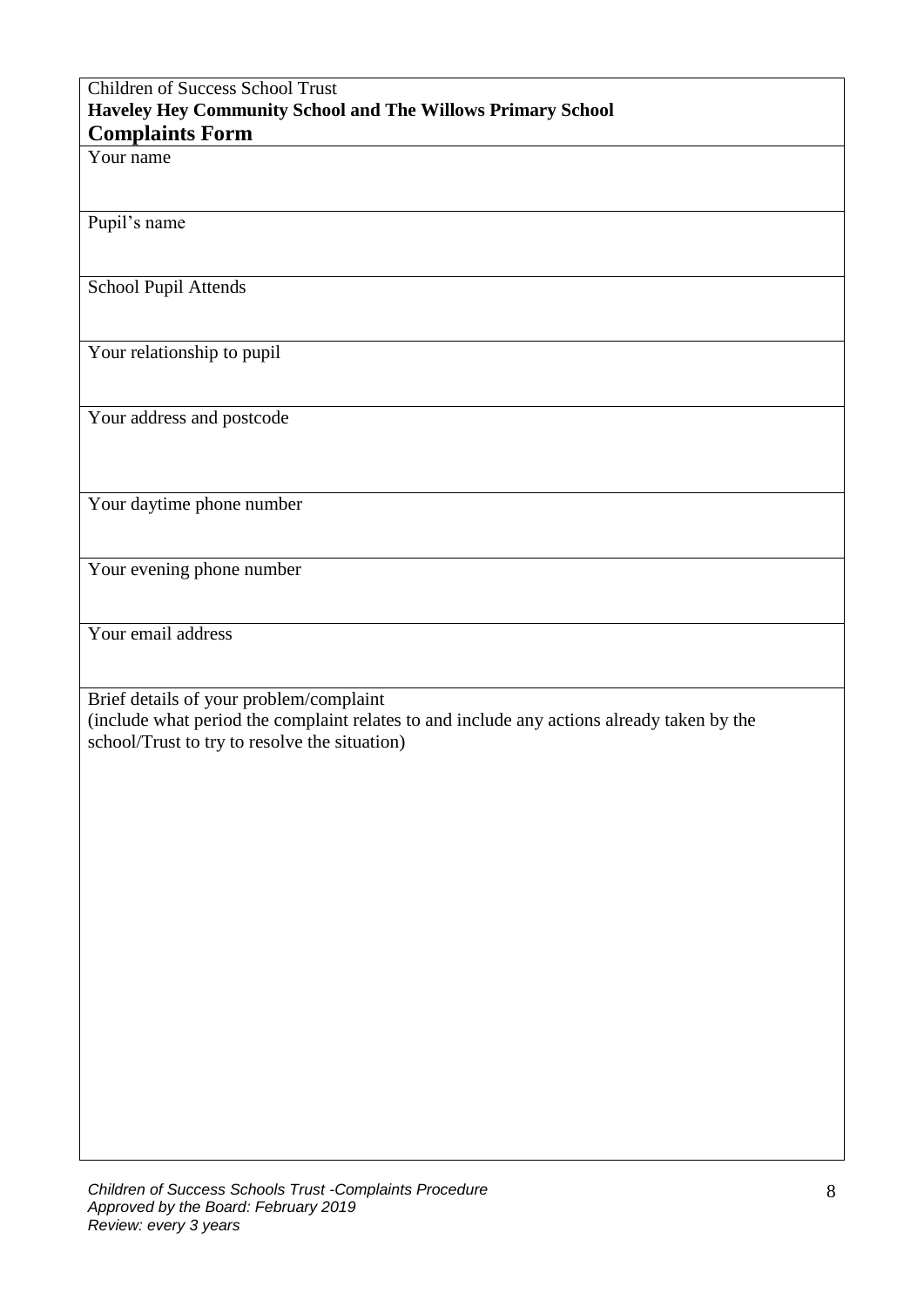Children of Success School Trust

**Haveley Hey Community School and The Willows Primary School**

## Complaints Form

| |
|---|
| Your name |
| Pupil's name |
| School Pupil Attends |
| Your relationship to pupil |
| Your address and postcode |
| Your daytime phone number |
| Your evening phone number |
| Your email address |
| Brief details of your problem/complaint (include what period the complaint relates to and include any actions already taken by the school/Trust to try to resolve the situation) |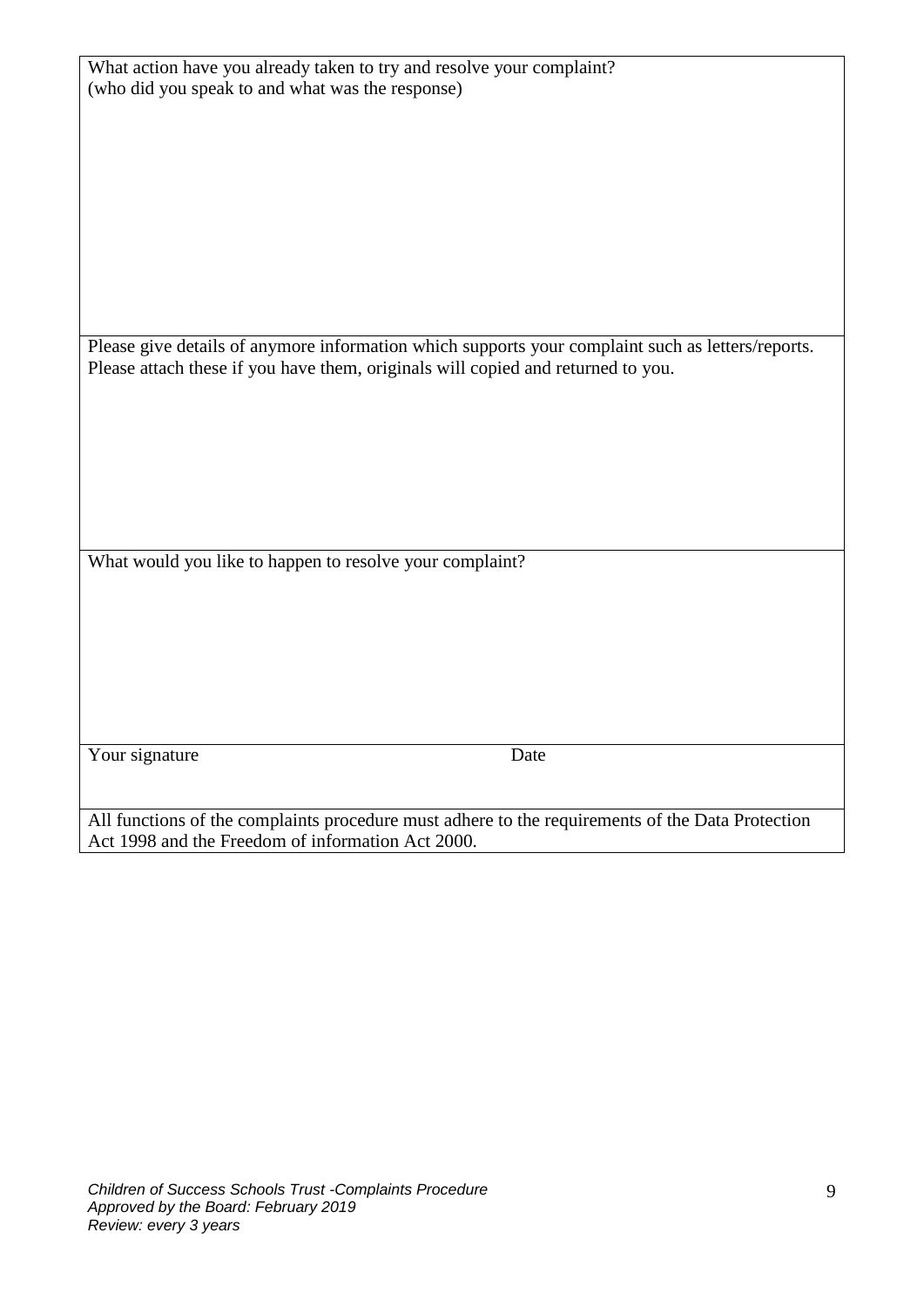| |
|---|
| What action have you already taken to try and resolve your complaint?<br>(who did you speak to and what was the response) |
| Please give details of anymore information which supports your complaint such as letters/reports.<br>Please attach these if you have them, originals will copied and returned to you. |
| What would you like to happen to resolve your complaint? |
| Your signature Date |
| All functions of the complaints procedure must adhere to the requirements of the Data Protection Act 1998 and the Freedom of information Act 2000. |

*Children of Success Schools Trust -Complaints Procedure*
*Approved by the Board: February 2019*
*Review: every 3 years*